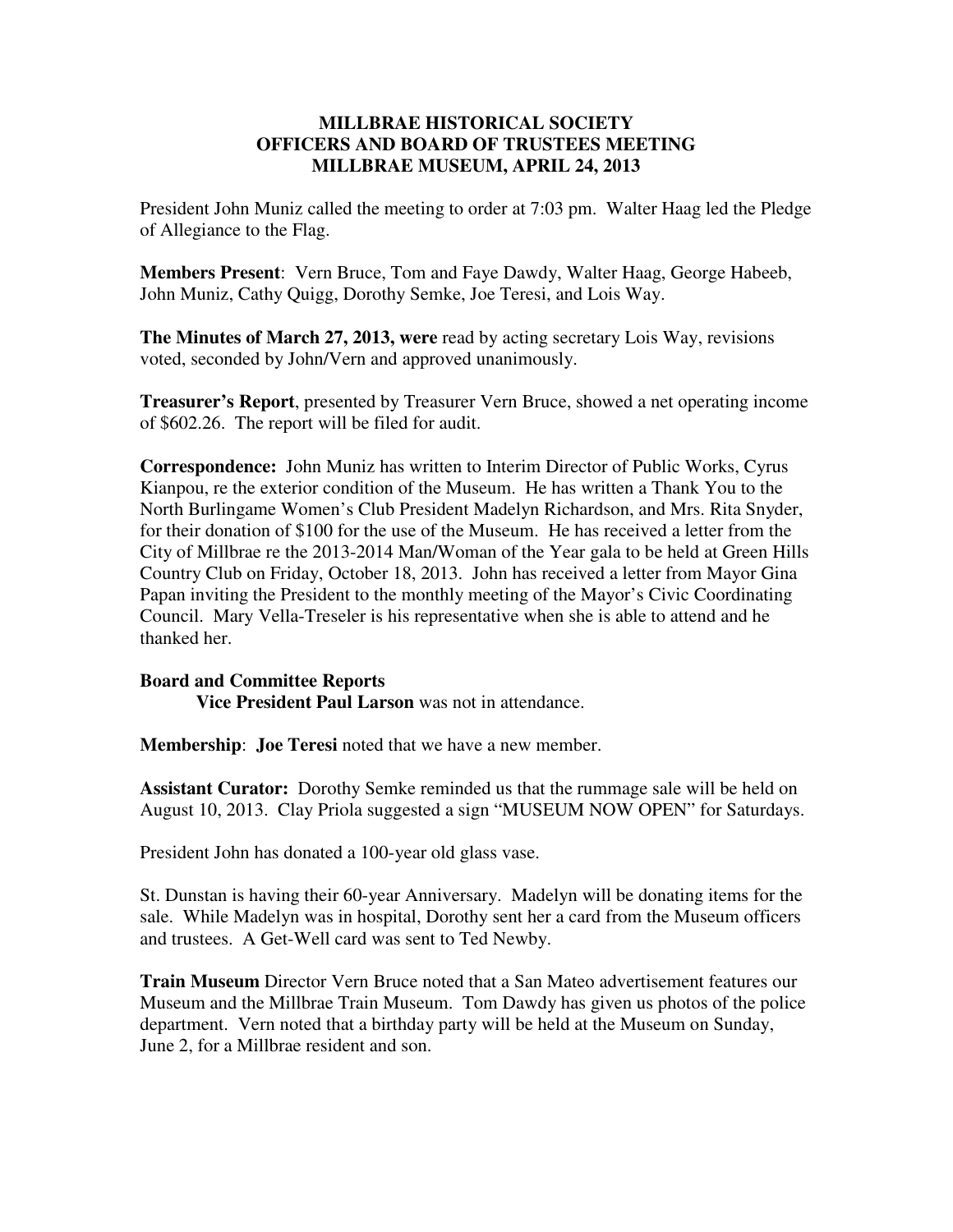# MILLBRAE HISTORICAL SOCIETY
## OFFICERS AND BOARD OF TRUSTEES MEETING
## MILLBRAE MUSEUM, APRIL 24, 2013

President John Muniz called the meeting to order at 7:03 pm. Walter Haag led the Pledge of Allegiance to the Flag.

**Members Present**: Vern Bruce, Tom and Faye Dawdy, Walter Haag, George Habeeb, John Muniz, Cathy Quigg, Dorothy Semke, Joe Teresi, and Lois Way.

**The Minutes of March 27, 2013, were** read by acting secretary Lois Way, revisions voted, seconded by John/Vern and approved unanimously.

**Treasurer's Report**, presented by Treasurer Vern Bruce, showed a net operating income of $602.26. The report will be filed for audit.

**Correspondence:** John Muniz has written to Interim Director of Public Works, Cyrus Kianpou, re the exterior condition of the Museum. He has written a Thank You to the North Burlingame Women's Club President Madelyn Richardson, and Mrs. Rita Snyder, for their donation of $100 for the use of the Museum. He has received a letter from the City of Millbrae re the 2013-2014 Man/Woman of the Year gala to be held at Green Hills Country Club on Friday, October 18, 2013. John has received a letter from Mayor Gina Papan inviting the President to the monthly meeting of the Mayor's Civic Coordinating Council. Mary Vella-Treseler is his representative when she is able to attend and he thanked her.

**Board and Committee Reports**

**Vice President Paul Larson** was not in attendance.

**Membership**: **Joe Teresi** noted that we have a new member.

**Assistant Curator:** Dorothy Semke reminded us that the rummage sale will be held on August 10, 2013. Clay Priola suggested a sign "MUSEUM NOW OPEN" for Saturdays.

President John has donated a 100-year old glass vase.

St. Dunstan is having their 60-year Anniversary. Madelyn will be donating items for the sale. While Madelyn was in hospital, Dorothy sent her a card from the Museum officers and trustees. A Get-Well card was sent to Ted Newby.

**Train Museum** Director Vern Bruce noted that a San Mateo advertisement features our Museum and the Millbrae Train Museum. Tom Dawdy has given us photos of the police department. Vern noted that a birthday party will be held at the Museum on Sunday, June 2, for a Millbrae resident and son.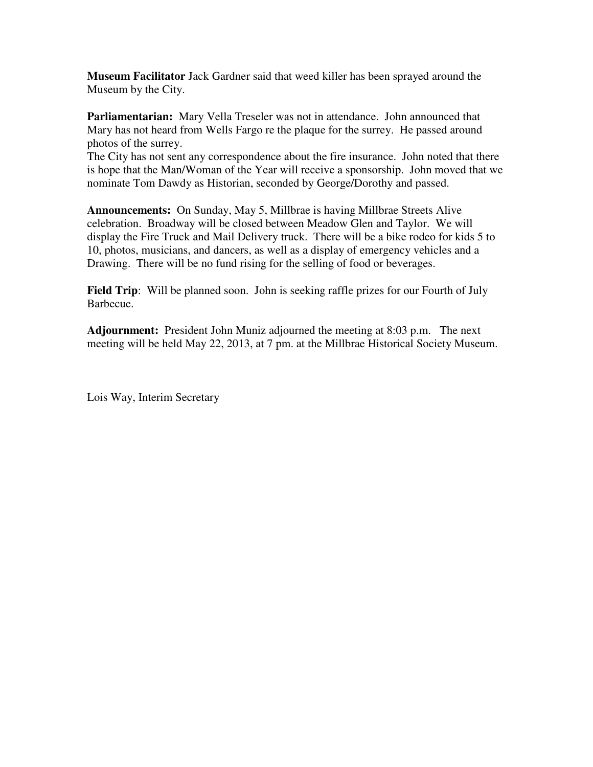**Museum Facilitator** Jack Gardner said that weed killer has been sprayed around the Museum by the City.

**Parliamentarian:** Mary Vella Treseler was not in attendance. John announced that Mary has not heard from Wells Fargo re the plaque for the surrey. He passed around photos of the surrey.
The City has not sent any correspondence about the fire insurance. John noted that there is hope that the Man/Woman of the Year will receive a sponsorship. John moved that we nominate Tom Dawdy as Historian, seconded by George/Dorothy and passed.

**Announcements:** On Sunday, May 5, Millbrae is having Millbrae Streets Alive celebration. Broadway will be closed between Meadow Glen and Taylor. We will display the Fire Truck and Mail Delivery truck. There will be a bike rodeo for kids 5 to 10, photos, musicians, and dancers, as well as a display of emergency vehicles and a Drawing. There will be no fund rising for the selling of food or beverages.

**Field Trip**: Will be planned soon. John is seeking raffle prizes for our Fourth of July Barbecue.

**Adjournment:** President John Muniz adjourned the meeting at 8:03 p.m. The next meeting will be held May 22, 2013, at 7 pm. at the Millbrae Historical Society Museum.

Lois Way, Interim Secretary